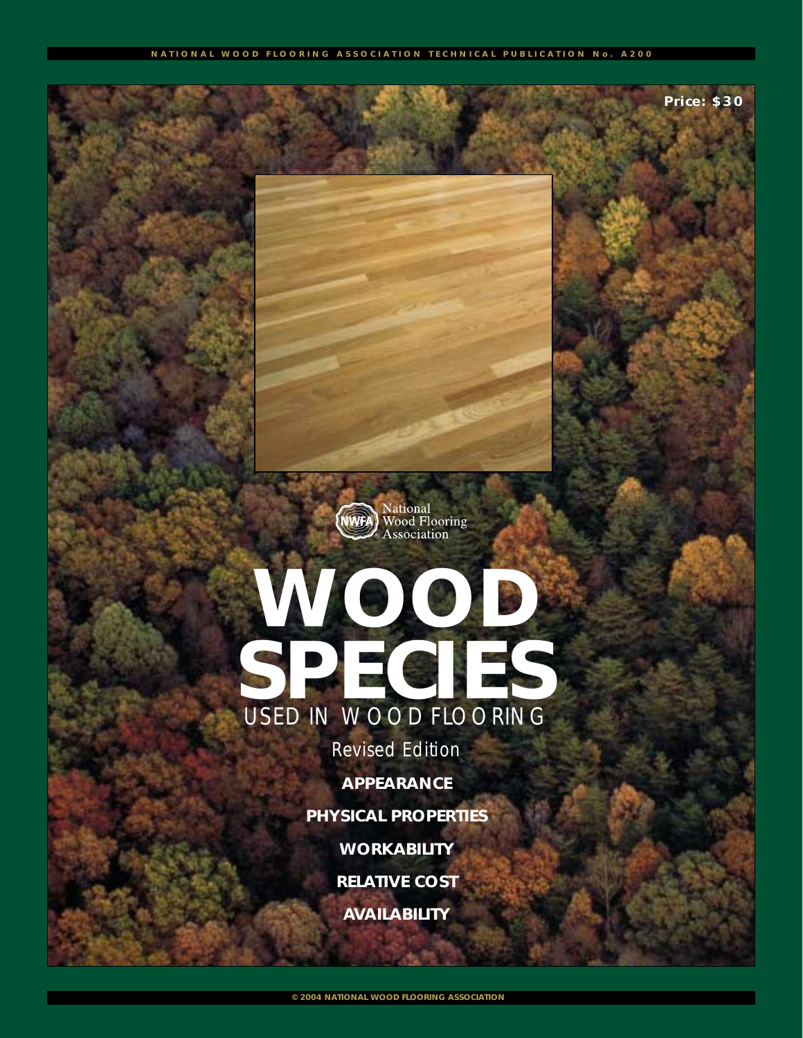NATIONAL WOOD FLOORING ASSOCIATION TECHNICAL PUBLICATION No. A200

Price: $30

National Wood Flooring Association

# WOOD SPECIES

## USED IN WOOD FLOORING

Revised Edition

**APPEARANCE**

**PHYSICAL PROPERTIES**

**WORKABILITY**

**RELATIVE COST**

**AVAILABILITY**

© 2004 NATIONAL WOOD FLOORING ASSOCIATION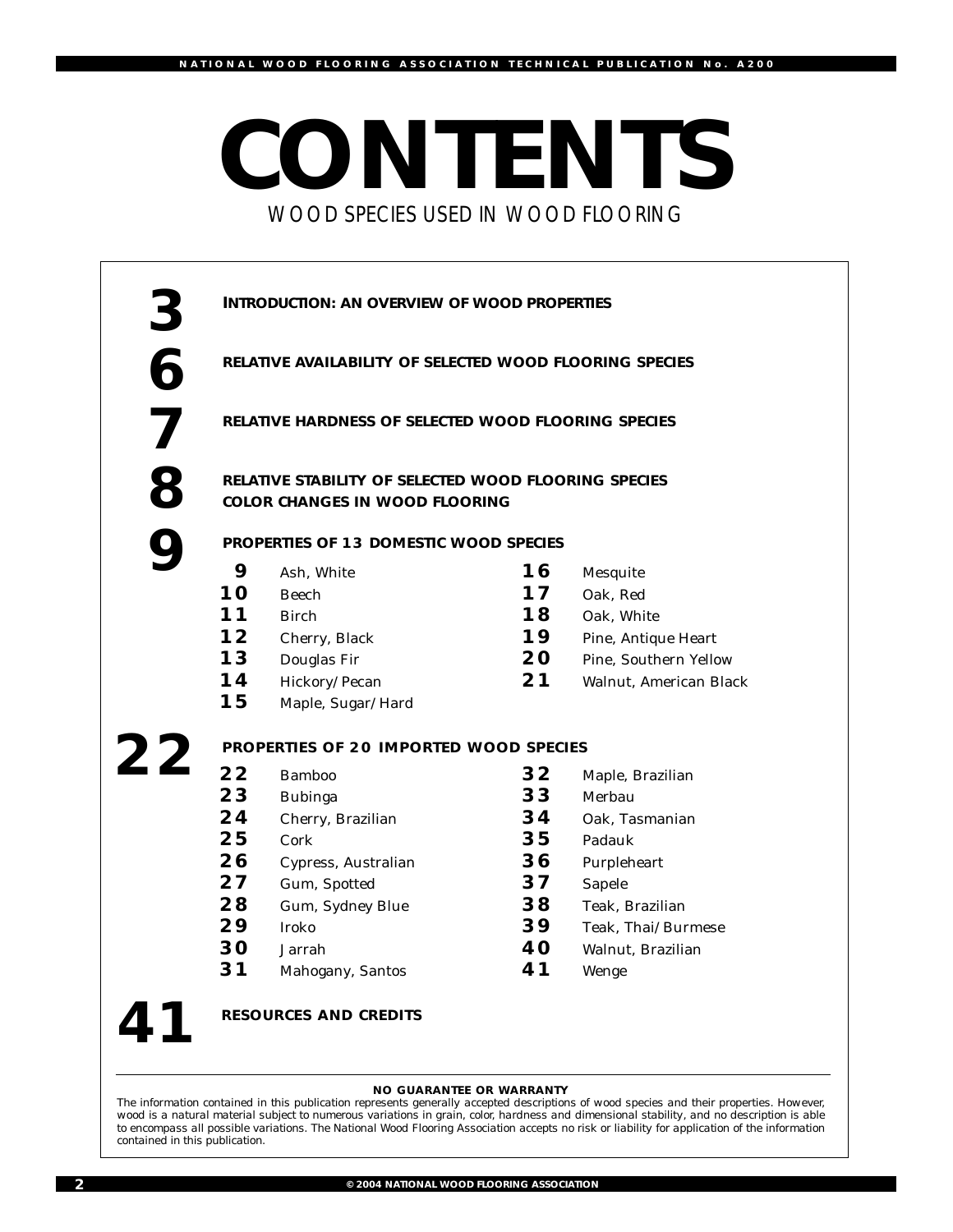# CONTENTS

## WOOD SPECIES USED IN WOOD FLOORING

**3** INTRODUCTION: AN OVERVIEW OF WOOD PROPERTIES

**6** RELATIVE AVAILABILITY OF SELECTED WOOD FLOORING SPECIES

**7** RELATIVE HARDNESS OF SELECTED WOOD FLOORING SPECIES

**8** RELATIVE STABILITY OF SELECTED WOOD FLOORING SPECIES
COLOR CHANGES IN WOOD FLOORING

**9** PROPERTIES OF 13 DOMESTIC WOOD SPECIES

- **9** Ash, White
- **10** Beech
- **11** Birch
- **12** Cherry, Black
- **13** Douglas Fir
- **14** Hickory/Pecan
- **15** Maple, Sugar/Hard
- **16** Mesquite
- **17** Oak, Red
- **18** Oak, White
- **19** Pine, Antique Heart
- **20** Pine, Southern Yellow
- **21** Walnut, American Black

**22** PROPERTIES OF 20 IMPORTED WOOD SPECIES

- **22** Bamboo
- **23** Bubinga
- **24** Cherry, Brazilian
- **25** Cork
- **26** Cypress, Australian
- **27** Gum, Spotted
- **28** Gum, Sydney Blue
- **29** Iroko
- **30** Jarrah
- **31** Mahogany, Santos
- **32** Maple, Brazilian
- **33** Merbau
- **34** Oak, Tasmanian
- **35** Padauk
- **36** Purpleheart
- **37** Sapele
- **38** Teak, Brazilian
- **39** Teak, Thai/Burmese
- **40** Walnut, Brazilian
- **41** Wenge

**41** RESOURCES AND CREDITS

---

**NO GUARANTEE OR WARRANTY**

*The information contained in this publication represents generally accepted descriptions of wood species and their properties. However, wood is a natural material subject to numerous variations in grain, color, hardness and dimensional stability, and no description is able to encompass all possible variations. The National Wood Flooring Association accepts no risk or liability for application of the information contained in this publication.*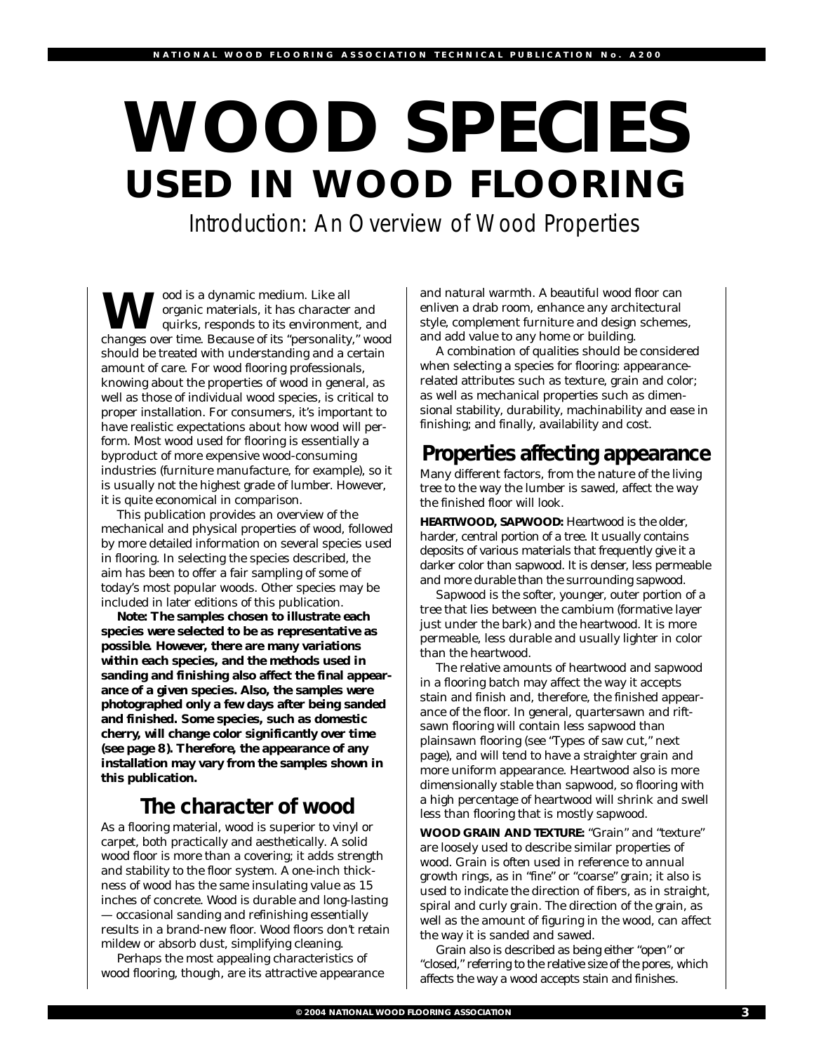# WOOD SPECIES
## USED IN WOOD FLOORING

Introduction: An Overview of Wood Properties

Wood is a dynamic medium. Like all organic materials, it has character and quirks, responds to its environment, and changes over time. Because of its "personality," wood should be treated with understanding and a certain amount of care. For wood flooring professionals, knowing about the properties of wood in general, as well as those of individual wood species, is critical to proper installation. For consumers, it's important to have realistic expectations about how wood will perform. Most wood used for flooring is essentially a byproduct of more expensive wood-consuming industries (furniture manufacture, for example), so it is usually not the highest grade of lumber. However, it is quite economical in comparison.

This publication provides an overview of the mechanical and physical properties of wood, followed by more detailed information on several species used in flooring. In selecting the species described, the aim has been to offer a fair sampling of some of today's most popular woods. Other species may be included in later editions of this publication.

**Note: The samples chosen to illustrate each species were selected to be as representative as possible. However, there are many variations within each species, and the methods used in sanding and finishing also affect the final appearance of a given species. Also, the samples were photographed only a few days after being sanded and finished. Some species, such as domestic cherry, will change color significantly over time (see page 8). Therefore, the appearance of any installation may vary from the samples shown in this publication.**

## The character of wood

As a flooring material, wood is superior to vinyl or carpet, both practically and aesthetically. A solid wood floor is more than a covering; it adds strength and stability to the floor system. A one-inch thickness of wood has the same insulating value as 15 inches of concrete. Wood is durable and long-lasting — occasional sanding and refinishing essentially results in a brand-new floor. Wood floors don't retain mildew or absorb dust, simplifying cleaning.

Perhaps the most appealing characteristics of wood flooring, though, are its attractive appearance and natural warmth. A beautiful wood floor can enliven a drab room, enhance any architectural style, complement furniture and design schemes, and add value to any home or building.

A combination of qualities should be considered when selecting a species for flooring: appearance-related attributes such as texture, grain and color; as well as mechanical properties such as dimensional stability, durability, machinability and ease in finishing; and finally, availability and cost.

## Properties affecting appearance

Many different factors, from the nature of the living tree to the way the lumber is sawed, affect the way the finished floor will look.

**HEARTWOOD, SAPWOOD:** Heartwood is the older, harder, central portion of a tree. It usually contains deposits of various materials that frequently give it a darker color than sapwood. It is denser, less permeable and more durable than the surrounding sapwood.

Sapwood is the softer, younger, outer portion of a tree that lies between the cambium (formative layer just under the bark) and the heartwood. It is more permeable, less durable and usually lighter in color than the heartwood.

The relative amounts of heartwood and sapwood in a flooring batch may affect the way it accepts stain and finish and, therefore, the finished appearance of the floor. In general, quartersawn and rift-sawn flooring will contain less sapwood than plainsawn flooring (see "Types of saw cut," next page), and will tend to have a straighter grain and more uniform appearance. Heartwood also is more dimensionally stable than sapwood, so flooring with a high percentage of heartwood will shrink and swell less than flooring that is mostly sapwood.

**WOOD GRAIN AND TEXTURE:** "Grain" and "texture" are loosely used to describe similar properties of wood. Grain is often used in reference to annual growth rings, as in "fine" or "coarse" grain; it also is used to indicate the direction of fibers, as in straight, spiral and curly grain. The direction of the grain, as well as the amount of figuring in the wood, can affect the way it is sanded and sawed.

Grain also is described as being either "open" or "closed," referring to the relative size of the pores, which affects the way a wood accepts stain and finishes.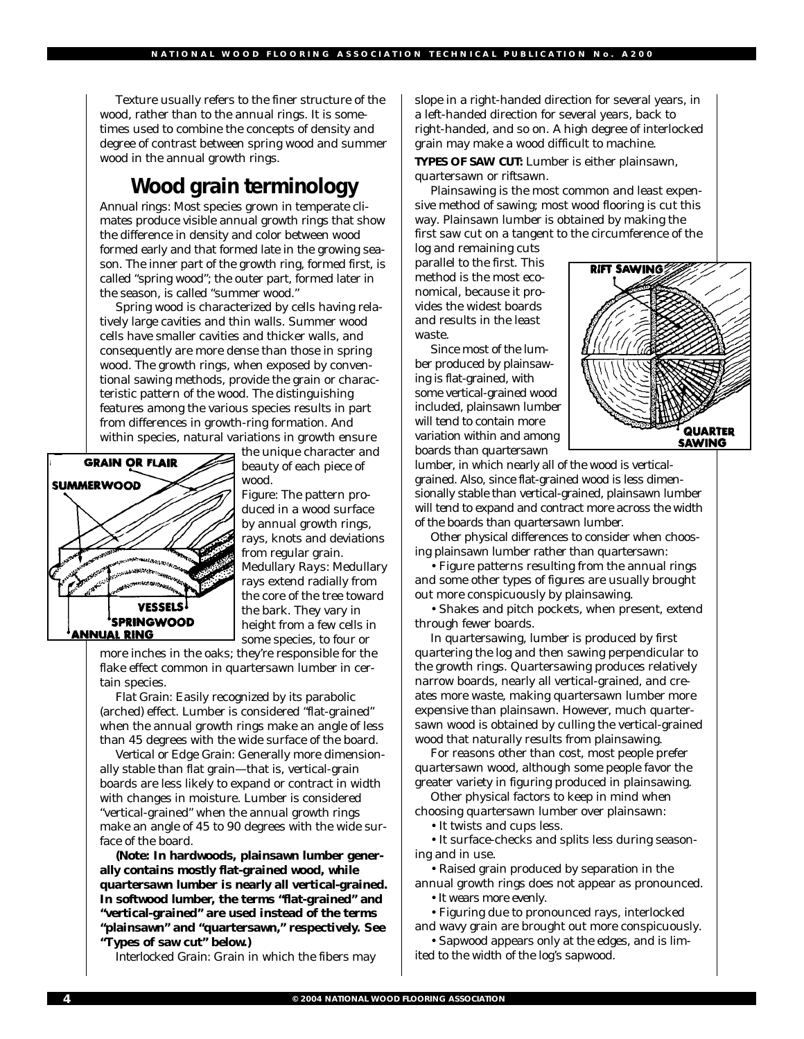Texture usually refers to the finer structure of the wood, rather than to the annual rings. It is sometimes used to combine the concepts of density and degree of contrast between spring wood and summer wood in the annual growth rings.

## Wood grain terminology

Annual rings: Most species grown in temperate climates produce visible annual growth rings that show the difference in density and color between wood formed early and that formed late in the growing season. The inner part of the growth ring, formed first, is called "spring wood"; the outer part, formed later in the season, is called "summer wood."

Spring wood is characterized by cells having relatively large cavities and thin walls. Summer wood cells have smaller cavities and thicker walls, and consequently are more dense than those in spring wood. The growth rings, when exposed by conventional sawing methods, provide the grain or characteristic pattern of the wood. The distinguishing features among the various species results in part from differences in growth-ring formation. And within species, natural variations in growth ensure the unique character and beauty of each piece of wood.

Figure: The pattern produced in a wood surface by annual growth rings, rays, knots and deviations from regular grain.

Medullary Rays: Medullary rays extend radially from the core of the tree toward the bark. They vary in height from a few cells in some species, to four or more inches in the oaks; they're responsible for the flake effect common in quartersawn lumber in certain species.

Flat Grain: Easily recognized by its parabolic (arched) effect. Lumber is considered "flat-grained" when the annual growth rings make an angle of less than 45 degrees with the wide surface of the board.

Vertical or Edge Grain: Generally more dimensionally stable than flat grain—that is, vertical-grain boards are less likely to expand or contract in width with changes in moisture. Lumber is considered "vertical-grained" when the annual growth rings make an angle of 45 to 90 degrees with the wide surface of the board.

**(Note: In hardwoods, plainsawn lumber generally contains mostly flat-grained wood, while quartersawn lumber is nearly all vertical-grained. In softwood lumber, the terms "flat-grained" and "vertical-grained" are used instead of the terms "plainsawn" and "quartersawn," respectively. See "Types of saw cut" below.)**

Interlocked Grain: Grain in which the fibers may slope in a right-handed direction for several years, in a left-handed direction for several years, back to right-handed, and so on. A high degree of interlocked grain may make a wood difficult to machine.

**TYPES OF SAW CUT:** Lumber is either plainsawn, quartersawn or riftsawn.

Plainsawing is the most common and least expensive method of sawing; most wood flooring is cut this way. Plainsawn lumber is obtained by making the first saw cut on a tangent to the circumference of the log and remaining cuts parallel to the first. This method is the most economical, because it provides the widest boards and results in the least waste.

Since most of the lumber produced by plainsawing is flat-grained, with some vertical-grained wood included, plainsawn lumber will tend to contain more variation within and among boards than quartersawn lumber, in which nearly all of the wood is vertical-grained. Also, since flat-grained wood is less dimensionally stable than vertical-grained, plainsawn lumber will tend to expand and contract more across the width of the boards than quartersawn lumber.

Other physical differences to consider when choosing plainsawn lumber rather than quartersawn:

- Figure patterns resulting from the annual rings and some other types of figures are usually brought out more conspicuously by plainsawing.
- Shakes and pitch pockets, when present, extend through fewer boards.

In quartersawing, lumber is produced by first quartering the log and then sawing perpendicular to the growth rings. Quartersawing produces relatively narrow boards, nearly all vertical-grained, and creates more waste, making quartersawn lumber more expensive than plainsawn. However, much quartersawn wood is obtained by culling the vertical-grained wood that naturally results from plainsawing.

For reasons other than cost, most people prefer quartersawn wood, although some people favor the greater variety in figuring produced in plainsawing.

Other physical factors to keep in mind when choosing quartersawn lumber over plainsawn:

- It twists and cups less.
- It surface-checks and splits less during seasoning and in use.
- Raised grain produced by separation in the annual growth rings does not appear as pronounced.
- It wears more evenly.
- Figuring due to pronounced rays, interlocked and wavy grain are brought out more conspicuously.
- Sapwood appears only at the edges, and is limited to the width of the log's sapwood.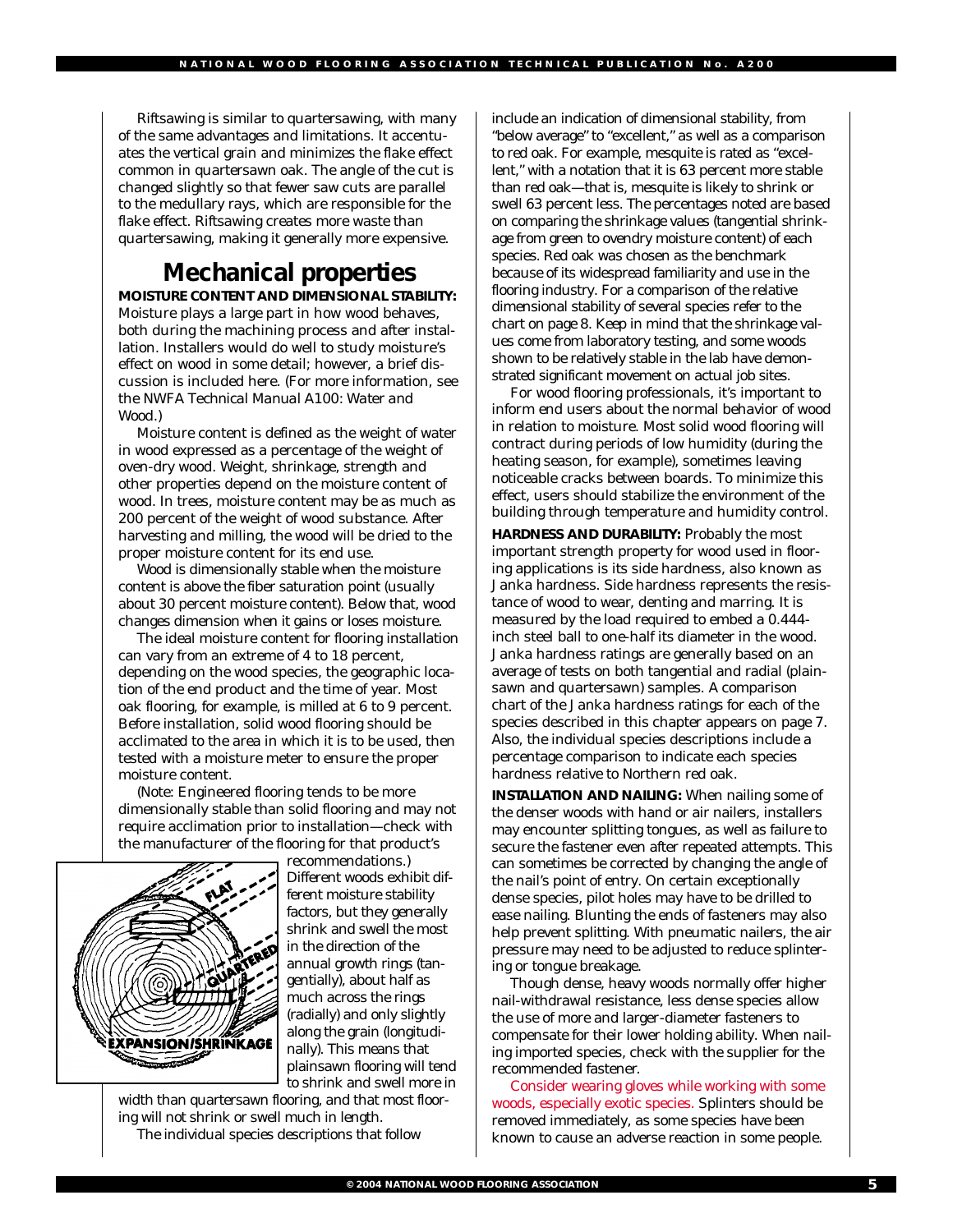Riftsawing is similar to quartersawing, with many of the same advantages and limitations. It accentuates the vertical grain and minimizes the flake effect common in quartersawn oak. The angle of the cut is changed slightly so that fewer saw cuts are parallel to the medullary rays, which are responsible for the flake effect. Riftsawing creates more waste than quartersawing, making it generally more expensive.

## Mechanical properties

**MOISTURE CONTENT AND DIMENSIONAL STABILITY:** Moisture plays a large part in how wood behaves, both during the machining process and after installation. Installers would do well to study moisture's effect on wood in some detail; however, a brief discussion is included here. (For more information, see the *NWFA Technical Manual A100: Water and Wood.*)

Moisture content is defined as the weight of water in wood expressed as a percentage of the weight of oven-dry wood. Weight, shrinkage, strength and other properties depend on the moisture content of wood. In trees, moisture content may be as much as 200 percent of the weight of wood substance. After harvesting and milling, the wood will be dried to the proper moisture content for its end use.

Wood is dimensionally stable when the moisture content is above the fiber saturation point (usually about 30 percent moisture content). Below that, wood changes dimension when it gains or loses moisture.

The ideal moisture content for flooring installation can vary from an extreme of 4 to 18 percent, depending on the wood species, the geographic location of the end product and the time of year. Most oak flooring, for example, is milled at 6 to 9 percent. Before installation, solid wood flooring should be acclimated to the area in which it is to be used, then tested with a moisture meter to ensure the proper moisture content.

(Note: Engineered flooring tends to be more dimensionally stable than solid flooring and may not require acclimation prior to installation—check with the manufacturer of the flooring for that product's recommendations.)

Different woods exhibit different moisture stability factors, but they generally shrink and swell the most in the direction of the annual growth rings (tangentially), about half as much across the rings (radially) and only slightly along the grain (longitudinally). This means that plainsawn flooring will tend to shrink and swell more in width than quartersawn flooring, and that most flooring will not shrink or swell much in length.

The individual species descriptions that follow include an indication of dimensional stability, from "below average" to "excellent," as well as a comparison to red oak. For example, mesquite is rated as "excellent," with a notation that it is 63 percent more stable than red oak—that is, mesquite is likely to shrink or swell 63 percent less. The percentages noted are based on comparing the shrinkage values (tangential shrinkage from green to ovendry moisture content) of each species. Red oak was chosen as the benchmark because of its widespread familiarity and use in the flooring industry. For a comparison of the relative dimensional stability of several species refer to the chart on page 8. Keep in mind that the shrinkage values come from laboratory testing, and some woods shown to be relatively stable in the lab have demonstrated significant movement on actual job sites.

For wood flooring professionals, it's important to inform end users about the normal behavior of wood in relation to moisture. Most solid wood flooring will contract during periods of low humidity (during the heating season, for example), sometimes leaving noticeable cracks between boards. To minimize this effect, users should stabilize the environment of the building through temperature and humidity control.

**HARDNESS AND DURABILITY:** Probably the most important strength property for wood used in flooring applications is its side hardness, also known as Janka hardness. Side hardness represents the resistance of wood to wear, denting and marring. It is measured by the load required to embed a 0.444-inch steel ball to one-half its diameter in the wood. Janka hardness ratings are generally based on an average of tests on both tangential and radial (plainsawn and quartersawn) samples. A comparison chart of the Janka hardness ratings for each of the species described in this chapter appears on page 7. Also, the individual species descriptions include a percentage comparison to indicate each species hardness relative to Northern red oak.

**INSTALLATION AND NAILING:** When nailing some of the denser woods with hand or air nailers, installers may encounter splitting tongues, as well as failure to secure the fastener even after repeated attempts. This can sometimes be corrected by changing the angle of the nail's point of entry. On certain exceptionally dense species, pilot holes may have to be drilled to ease nailing. Blunting the ends of fasteners may also help prevent splitting. With pneumatic nailers, the air pressure may need to be adjusted to reduce splintering or tongue breakage.

Though dense, heavy woods normally offer higher nail-withdrawal resistance, less dense species allow the use of more and larger-diameter fasteners to compensate for their lower holding ability. When nailing imported species, check with the supplier for the recommended fastener.

Consider wearing gloves while working with some woods, especially exotic species. Splinters should be removed immediately, as some species have been known to cause an adverse reaction in some people.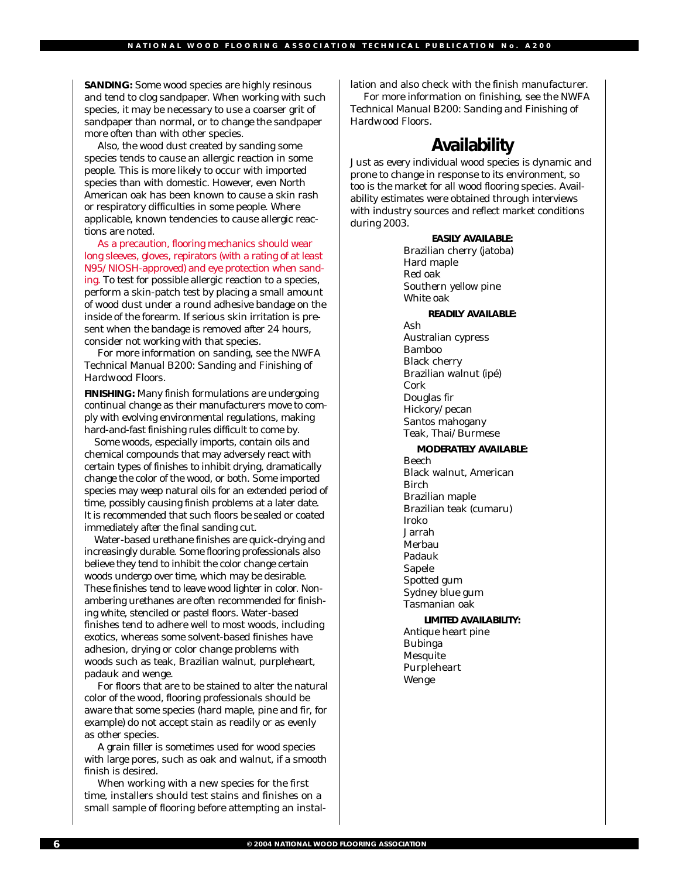**SANDING:** Some wood species are highly resinous and tend to clog sandpaper. When working with such species, it may be necessary to use a coarser grit of sandpaper than normal, or to change the sandpaper more often than with other species.

Also, the wood dust created by sanding some species tends to cause an allergic reaction in some people. This is more likely to occur with imported species than with domestic. However, even North American oak has been known to cause a skin rash or respiratory difficulties in some people. Where applicable, known tendencies to cause allergic reactions are noted.

As a precaution, flooring mechanics should wear long sleeves, gloves, repirators (with a rating of at least N95/NIOSH-approved) and eye protection when sanding. To test for possible allergic reaction to a species, perform a skin-patch test by placing a small amount of wood dust under a round adhesive bandage on the inside of the forearm. If serious skin irritation is present when the bandage is removed after 24 hours, consider not working with that species.

For more information on sanding, see the *NWFA Technical Manual B200: Sanding and Finishing of Hardwood Floors*.

**FINISHING:** Many finish formulations are undergoing continual change as their manufacturers move to comply with evolving environmental regulations, making hard-and-fast finishing rules difficult to come by.

Some woods, especially imports, contain oils and chemical compounds that may adversely react with certain types of finishes to inhibit drying, dramatically change the color of the wood, or both. Some imported species may weep natural oils for an extended period of time, possibly causing finish problems at a later date. It is recommended that such floors be sealed or coated immediately after the final sanding cut.

Water-based urethane finishes are quick-drying and increasingly durable. Some flooring professionals also believe they tend to inhibit the color change certain woods undergo over time, which may be desirable. These finishes tend to leave wood lighter in color. Non-ambering urethanes are often recommended for finishing white, stenciled or pastel floors. Water-based finishes tend to adhere well to most woods, including exotics, whereas some solvent-based finishes have adhesion, drying or color change problems with woods such as teak, Brazilian walnut, purpleheart, padauk and wenge.

For floors that are to be stained to alter the natural color of the wood, flooring professionals should be aware that some species (hard maple, pine and fir, for example) do not accept stain as readily or as evenly as other species.

A grain filler is sometimes used for wood species with large pores, such as oak and walnut, if a smooth finish is desired.

When working with a new species for the first time, installers should test stains and finishes on a small sample of flooring before attempting an installation and also check with the finish manufacturer.

For more information on finishing, see the *NWFA Technical Manual B200: Sanding and Finishing of Hardwood Floors*.

## Availability

Just as every individual wood species is dynamic and prone to change in response to its environment, so too is the market for all wood flooring species. Availability estimates were obtained through interviews with industry sources and reflect market conditions during 2003.

**EASILY AVAILABLE:**

- Brazilian cherry (jatoba)
- Hard maple
- Red oak
- Southern yellow pine
- White oak

**READILY AVAILABLE:**

- Ash
- Australian cypress
- Bamboo
- Black cherry
- Brazilian walnut (ipé)
- Cork
- Douglas fir
- Hickory/pecan
- Santos mahogany
- Teak, Thai/Burmese

**MODERATELY AVAILABLE:**

- Beech
- Black walnut, American
- Birch
- Brazilian maple
- Brazilian teak (cumaru)
- Iroko
- Jarrah
- Merbau
- Padauk
- Sapele
- Spotted gum
- Sydney blue gum
- Tasmanian oak

**LIMITED AVAILABILITY:**

- Antique heart pine
- Bubinga
- Mesquite
- Purpleheart
- Wenge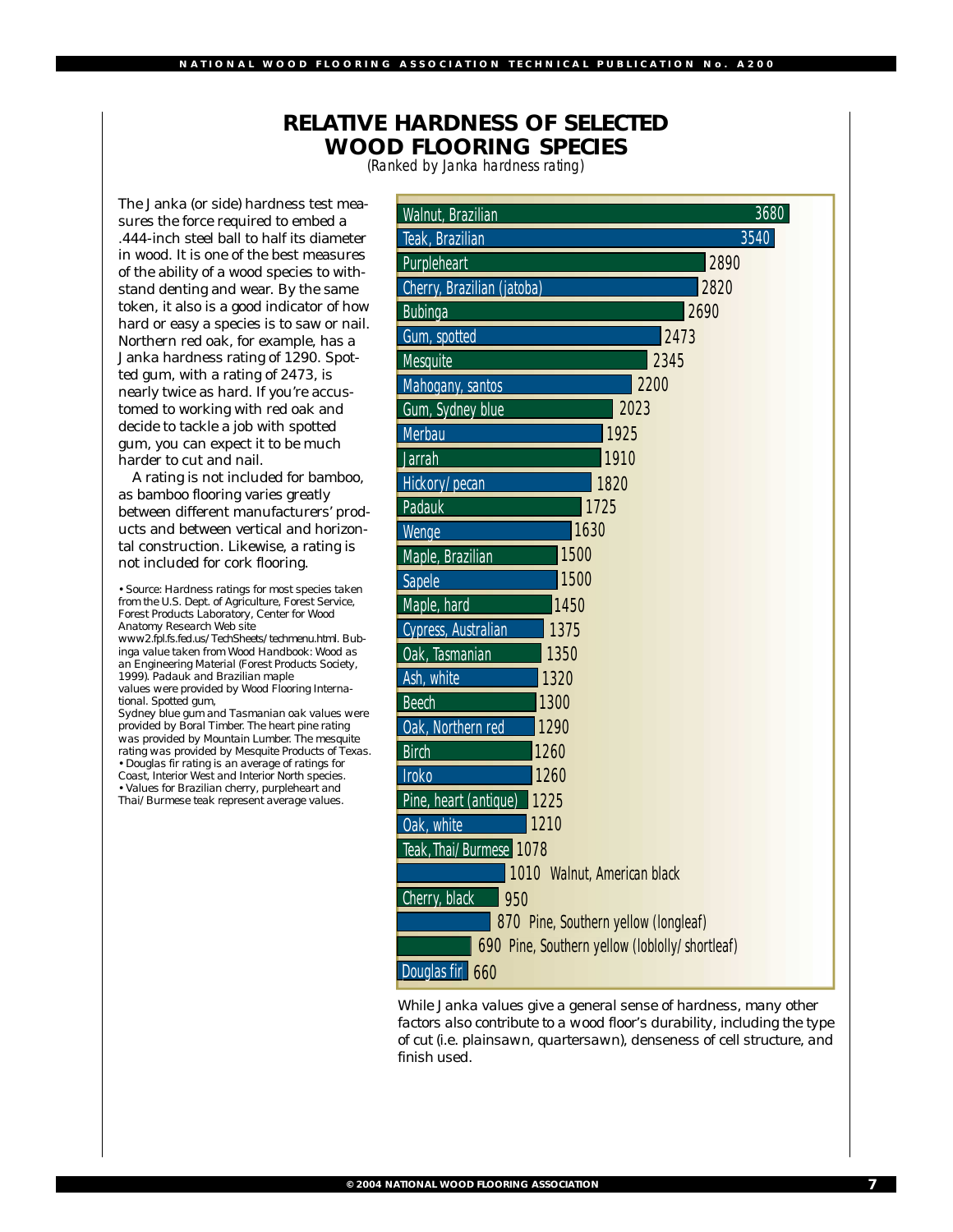# RELATIVE HARDNESS OF SELECTED WOOD FLOORING SPECIES

*(Ranked by Janka hardness rating)*

The Janka (or side) hardness test measures the force required to embed a .444-inch steel ball to half its diameter in wood. It is one of the best measures of the ability of a wood species to withstand denting and wear. By the same token, it also is a good indicator of how hard or easy a species is to saw or nail. Northern red oak, for example, has a Janka hardness rating of 1290. Spotted gum, with a rating of 2473, is nearly twice as hard. If you're accustomed to working with red oak and decide to tackle a job with spotted gum, you can expect it to be much harder to cut and nail.

A rating is not included for bamboo, as bamboo flooring varies greatly between different manufacturers' products and between vertical and horizontal construction. Likewise, a rating is not included for cork flooring.

• Source: Hardness ratings for most species taken from the U.S. Dept. of Agriculture, Forest Service, Forest Products Laboratory, Center for Wood Anatomy Research Web site www2.fpl.fs.fed.us/TechSheets/techmenu.html. Bubinga value taken from Wood Handbook: Wood as an Engineering Material (Forest Products Society, 1999). Padauk and Brazilian maple values were provided by Wood Flooring International. Spotted gum, Sydney blue gum and Tasmanian oak values were provided by Boral Timber. The heart pine rating was provided by Mountain Lumber. The mesquite rating was provided by Mesquite Products of Texas.
• Douglas fir rating is an average of ratings for Coast, Interior West and Interior North species.
• Values for Brazilian cherry, purpleheart and Thai/Burmese teak represent average values.

| Species | Janka hardness |
|---|---|
| Walnut, Brazilian | 3680 |
| Teak, Brazilian | 3540 |
| Purpleheart | 2890 |
| Cherry, Brazilian (jatoba) | 2820 |
| Bubinga | 2690 |
| Gum, spotted | 2473 |
| Mesquite | 2345 |
| Mahogany, santos | 2200 |
| Gum, Sydney blue | 2023 |
| Merbau | 1925 |
| Jarrah | 1910 |
| Hickory/pecan | 1820 |
| Padauk | 1725 |
| Wenge | 1630 |
| Maple, Brazilian | 1500 |
| Sapele | 1500 |
| Maple, hard | 1450 |
| Cypress, Australian | 1375 |
| Oak, Tasmanian | 1350 |
| Ash, white | 1320 |
| Beech | 1300 |
| Oak, Northern red | 1290 |
| Birch | 1260 |
| Iroko | 1260 |
| Pine, heart (antique) | 1225 |
| Oak, white | 1210 |
| Teak, Thai/Burmese | 1078 |
| Walnut, American black | 1010 |
| Cherry, black | 950 |
| Pine, Southern yellow (longleaf) | 870 |
| Pine, Southern yellow (loblolly/shortleaf) | 690 |
| Douglas fir | 660 |

*While Janka values give a general sense of hardness, many other factors also contribute to a wood floor's durability, including the type of cut (i.e. plainsawn, quartersawn), denseness of cell structure, and finish used.*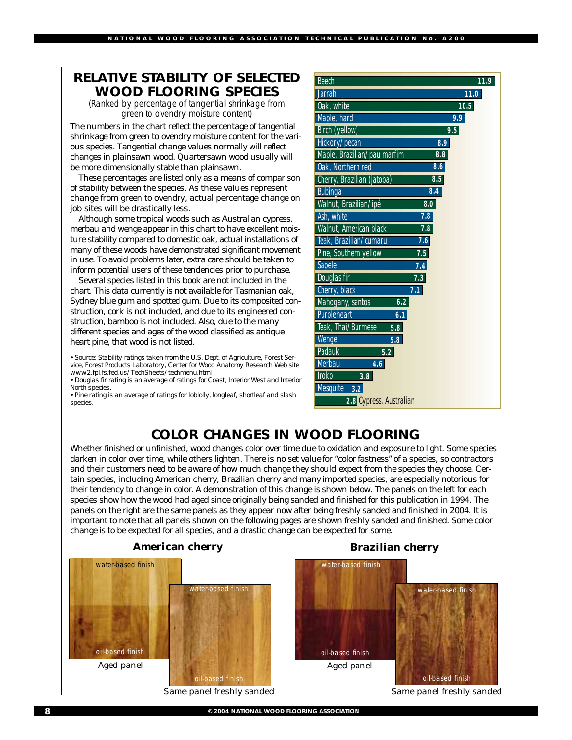## RELATIVE STABILITY OF SELECTED WOOD FLOORING SPECIES

*(Ranked by percentage of tangential shrinkage from green to ovendry moisture content)*

The numbers in the chart reflect the percentage of tangential shrinkage from green to ovendry moisture content for the various species. Tangential change values normally will reflect changes in plainsawn wood. Quartersawn wood usually will be more dimensionally stable than plainsawn.

These percentages are listed only as a means of comparison of stability between the species. As these values represent change from green to ovendry, actual percentage change on job sites will be drastically less.

Although some tropical woods such as Australian cypress, merbau and wenge appear in this chart to have excellent moisture stability compared to domestic oak, actual installations of many of these woods have demonstrated significant movement in use. To avoid problems later, extra care should be taken to inform potential users of these tendencies prior to purchase.

Several species listed in this book are not included in the chart. This data currently is not available for Tasmanian oak, Sydney blue gum and spotted gum. Due to its composited construction, cork is not included, and due to its engineered construction, bamboo is not included. Also, due to the many different species and ages of the wood classified as antique heart pine, that wood is not listed.

• Source: Stability ratings taken from the U.S. Dept. of Agriculture, Forest Service, Forest Products Laboratory, Center for Wood Anatomy Research Web site www2.fpl.fs.fed.us/TechSheets/techmenu.html
• Douglas fir rating is an average of ratings for Coast, Interior West and Interior North species.
• Pine rating is an average of ratings for loblolly, longleaf, shortleaf and slash species.

| Species | Tangential shrinkage (%) |
|---|---|
| Beech | 11.9 |
| Jarrah | 11.0 |
| Oak, white | 10.5 |
| Maple, hard | 9.9 |
| Birch (yellow) | 9.5 |
| Hickory/pecan | 8.9 |
| Maple, Brazilian/pau marfim | 8.8 |
| Oak, Northern red | 8.6 |
| Cherry, Brazilian (jatoba) | 8.5 |
| Bubinga | 8.4 |
| Walnut, Brazilian/ipé | 8.0 |
| Ash, white | 7.8 |
| Walnut, American black | 7.8 |
| Teak, Brazilian/cumaru | 7.6 |
| Pine, Southern yellow | 7.5 |
| Sapele | 7.4 |
| Douglas fir | 7.3 |
| Cherry, black | 7.1 |
| Mahogany, santos | 6.2 |
| Purpleheart | 6.1 |
| Teak, Thai/Burmese | 5.8 |
| Wenge | 5.8 |
| Padauk | 5.2 |
| Merbau | 4.6 |
| Iroko | 3.8 |
| Mesquite | 3.2 |
| Cypress, Australian | 2.8 |

## COLOR CHANGES IN WOOD FLOORING

Whether finished or unfinished, wood changes color over time due to oxidation and exposure to light. Some species darken in color over time, while others lighten. There is no set value for "color fastness" of a species, so contractors and their customers need to be aware of how much change they should expect from the species they choose. Certain species, including American cherry, Brazilian cherry and many imported species, are especially notorious for their tendency to change in color. A demonstration of this change is shown below. The panels on the left for each species show how the wood had aged since originally being sanded and finished for this publication in 1994. The panels on the right are the same panels as they appear now after being freshly sanded and finished in 2004. It is important to note that all panels shown on the following pages are shown freshly sanded and finished. Some color change is to be expected for all species, and a drastic change can be expected for some.

### American cherry

water-based finish / oil-based finish

Aged panel

water-based finish / oil-based finish

Same panel freshly sanded

### Brazilian cherry

water-based finish / oil-based finish

Aged panel

water-based finish / oil-based finish

Same panel freshly sanded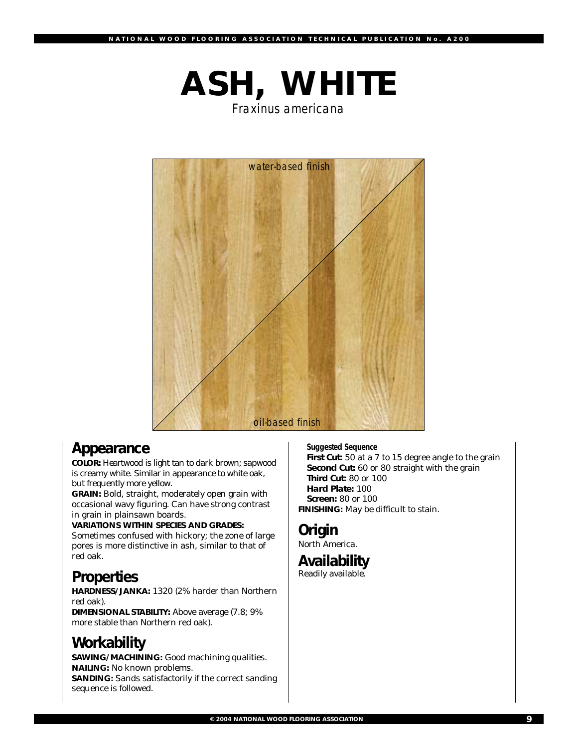# ASH, WHITE

*Fraxinus americana*

*water-based finish*

*oil-based finish*

## Appearance

**COLOR:** Heartwood is light tan to dark brown; sapwood is creamy white. Similar in appearance to white oak, but frequently more yellow.

**GRAIN:** Bold, straight, moderately open grain with occasional wavy figuring. Can have strong contrast in grain in plainsawn boards.

**VARIATIONS WITHIN SPECIES AND GRADES:** Sometimes confused with hickory; the zone of large pores is more distinctive in ash, similar to that of red oak.

## Properties

**HARDNESS/JANKA:** 1320 (2% harder than Northern red oak).

**DIMENSIONAL STABILITY:** Above average (7.8; 9% more stable than Northern red oak).

## Workability

**SAWING/MACHINING:** Good machining qualities.

**NAILING:** No known problems.

**SANDING:** Sands satisfactorily if the correct sanding sequence is followed.

**Suggested Sequence**
- **First Cut:** 50 at a 7 to 15 degree angle to the grain
- **Second Cut:** 60 or 80 straight with the grain
- **Third Cut:** 80 or 100
- **Hard Plate:** 100
- **Screen:** 80 or 100

**FINISHING:** May be difficult to stain.

## Origin

North America.

## Availability

Readily available.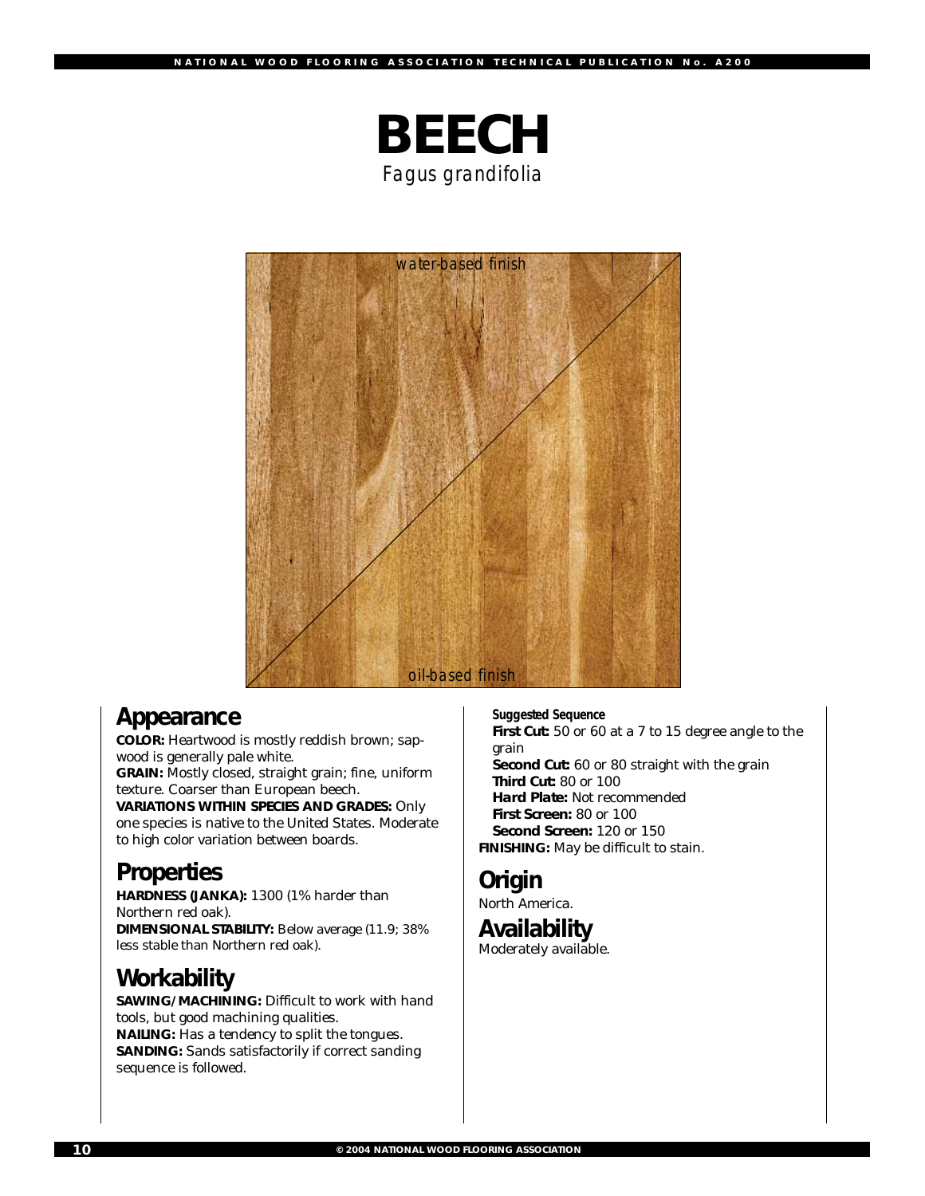# BEECH

*Fagus grandifolia*

water-based finish

oil-based finish

## Appearance

**COLOR:** Heartwood is mostly reddish brown; sapwood is generally pale white.

**GRAIN:** Mostly closed, straight grain; fine, uniform texture. Coarser than European beech.

**VARIATIONS WITHIN SPECIES AND GRADES:** Only one species is native to the United States. Moderate to high color variation between boards.

## Properties

**HARDNESS (JANKA):** 1300 (1% harder than Northern red oak).

**DIMENSIONAL STABILITY:** Below average (11.9; 38% less stable than Northern red oak).

## Workability

**SAWING/MACHINING:** Difficult to work with hand tools, but good machining qualities.

**NAILING:** Has a tendency to split the tongues.

**SANDING:** Sands satisfactorily if correct sanding sequence is followed.

**Suggested Sequence**

**First Cut:** 50 or 60 at a 7 to 15 degree angle to the grain

**Second Cut:** 60 or 80 straight with the grain

**Third Cut:** 80 or 100

**Hard Plate:** Not recommended

**First Screen:** 80 or 100

**Second Screen:** 120 or 150

**FINISHING:** May be difficult to stain.

## Origin

North America.

## Availability

Moderately available.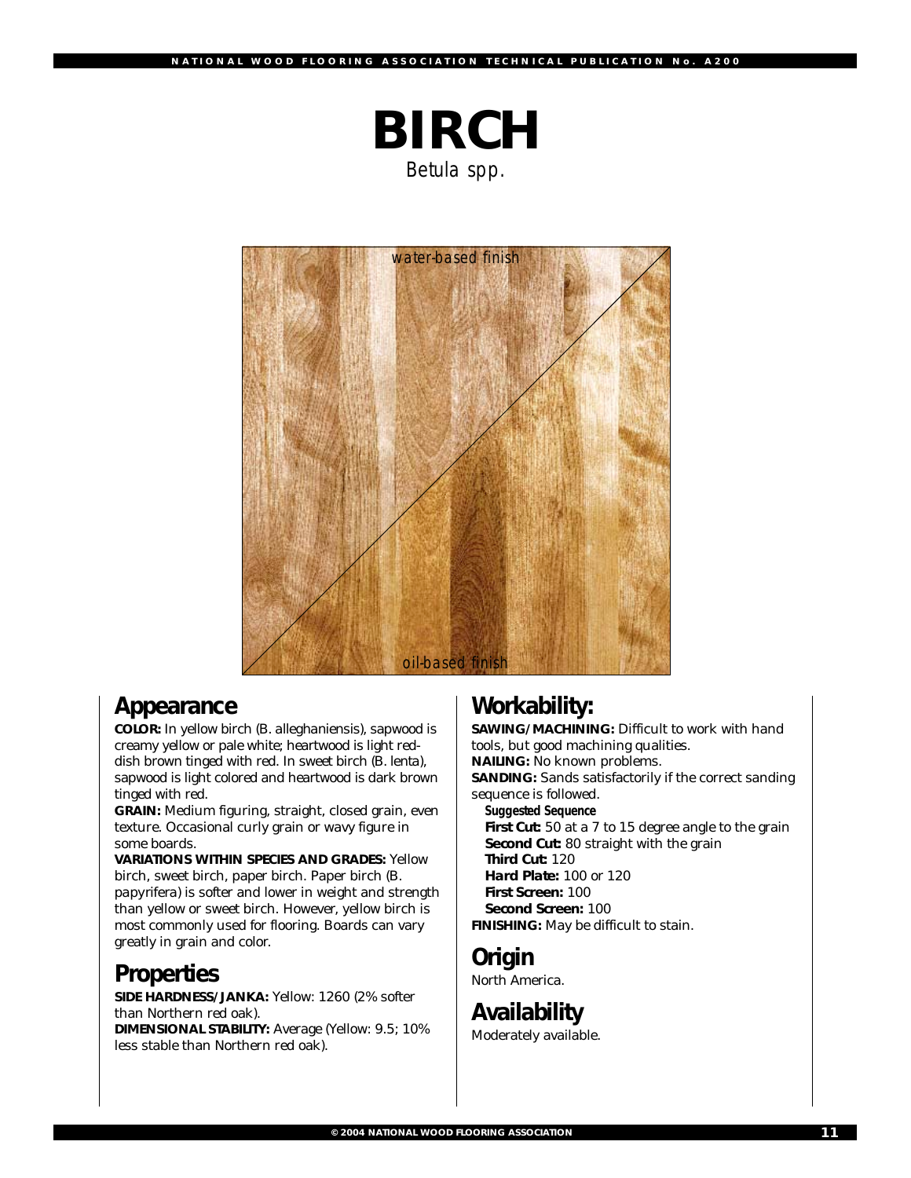# BIRCH

*Betula spp.*

water-based finish

oil-based finish

## Appearance

**COLOR:** In yellow birch (B. alleghaniensis), sapwood is creamy yellow or pale white; heartwood is light reddish brown tinged with red. In sweet birch (B. lenta), sapwood is light colored and heartwood is dark brown tinged with red.

**GRAIN:** Medium figuring, straight, closed grain, even texture. Occasional curly grain or wavy figure in some boards.

**VARIATIONS WITHIN SPECIES AND GRADES:** Yellow birch, sweet birch, paper birch. Paper birch (B. papyrifera) is softer and lower in weight and strength than yellow or sweet birch. However, yellow birch is most commonly used for flooring. Boards can vary greatly in grain and color.

## Properties

**SIDE HARDNESS/JANKA:** Yellow: 1260 (2% softer than Northern red oak).

**DIMENSIONAL STABILITY:** Average (Yellow: 9.5; 10% less stable than Northern red oak).

## Workability:

**SAWING/MACHINING:** Difficult to work with hand tools, but good machining qualities.

**NAILING:** No known problems.

**SANDING:** Sands satisfactorily if the correct sanding sequence is followed.

*Suggested Sequence*

**First Cut:** 50 at a 7 to 15 degree angle to the grain

**Second Cut:** 80 straight with the grain

**Third Cut:** 120

**Hard Plate:** 100 or 120

**First Screen:** 100

**Second Screen:** 100

**FINISHING:** May be difficult to stain.

## Origin

North America.

## Availability

Moderately available.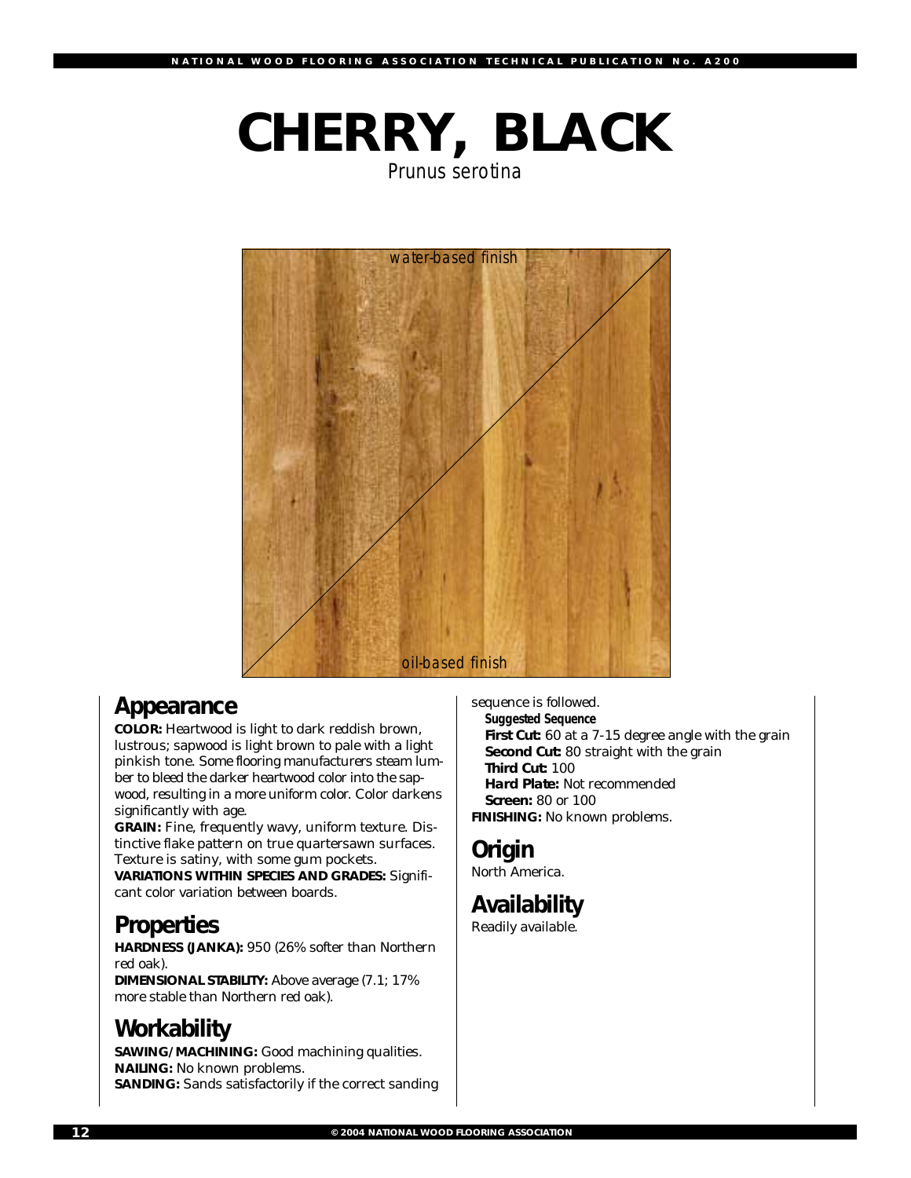# CHERRY, BLACK

*Prunus serotina*

*water-based finish*

*oil-based finish*

## Appearance

**COLOR:** Heartwood is light to dark reddish brown, lustrous; sapwood is light brown to pale with a light pinkish tone. Some flooring manufacturers steam lumber to bleed the darker heartwood color into the sapwood, resulting in a more uniform color. Color darkens significantly with age.

**GRAIN:** Fine, frequently wavy, uniform texture. Distinctive flake pattern on true quartersawn surfaces. Texture is satiny, with some gum pockets.

**VARIATIONS WITHIN SPECIES AND GRADES:** Significant color variation between boards.

## Properties

**HARDNESS (JANKA):** 950 (26% softer than Northern red oak).

**DIMENSIONAL STABILITY:** Above average (7.1; 17% more stable than Northern red oak).

## Workability

**SAWING/MACHINING:** Good machining qualities.

**NAILING:** No known problems.

**SANDING:** Sands satisfactorily if the correct sanding sequence is followed.

**Suggested Sequence**

**First Cut:** 60 at a 7-15 degree angle with the grain

**Second Cut:** 80 straight with the grain

**Third Cut:** 100

**Hard Plate:** Not recommended

**Screen:** 80 or 100

**FINISHING:** No known problems.

## Origin

North America.

## Availability

Readily available.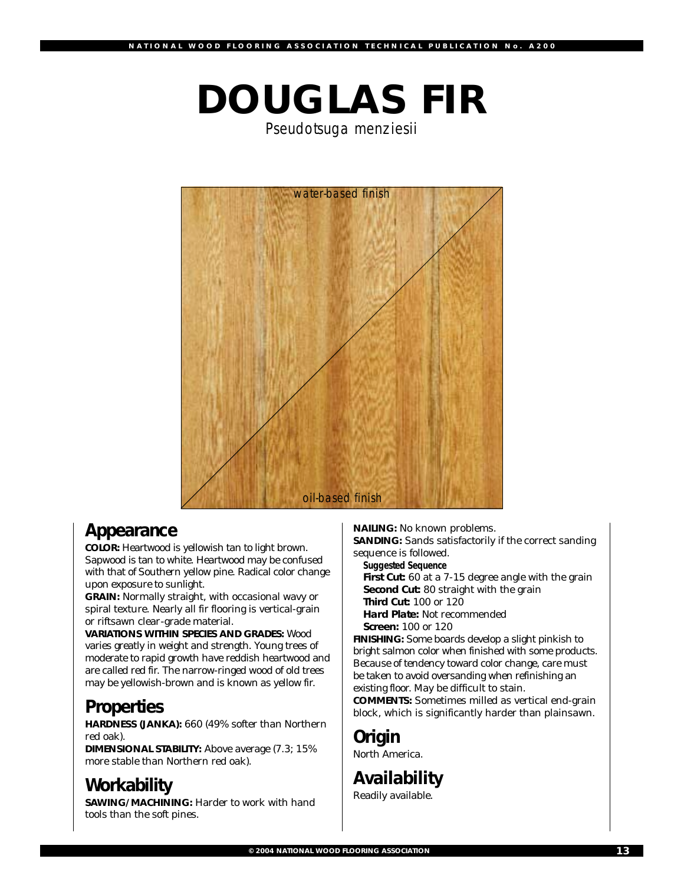# DOUGLAS FIR

*Pseudotsuga menziesii*

water-based finish

oil-based finish

## Appearance

**COLOR:** Heartwood is yellowish tan to light brown. Sapwood is tan to white. Heartwood may be confused with that of Southern yellow pine. Radical color change upon exposure to sunlight.

**GRAIN:** Normally straight, with occasional wavy or spiral texture. Nearly all fir flooring is vertical-grain or riftsawn clear-grade material.

**VARIATIONS WITHIN SPECIES AND GRADES:** Wood varies greatly in weight and strength. Young trees of moderate to rapid growth have reddish heartwood and are called red fir. The narrow-ringed wood of old trees may be yellowish-brown and is known as yellow fir.

## Properties

**HARDNESS (JANKA):** 660 (49% softer than Northern red oak).

**DIMENSIONAL STABILITY:** Above average (7.3; 15% more stable than Northern red oak).

## Workability

**SAWING/MACHINING:** Harder to work with hand tools than the soft pines.

**NAILING:** No known problems.

**SANDING:** Sands satisfactorily if the correct sanding sequence is followed.

***Suggested Sequence***

**First Cut:** 60 at a 7-15 degree angle with the grain
**Second Cut:** 80 straight with the grain
**Third Cut:** 100 or 120
***Hard Plate:*** Not recommended
**Screen:** 100 or 120

**FINISHING:** Some boards develop a slight pinkish to bright salmon color when finished with some products. Because of tendency toward color change, care must be taken to avoid oversanding when refinishing an existing floor. May be difficult to stain.

**COMMENTS:** Sometimes milled as vertical end-grain block, which is significantly harder than plainsawn.

## Origin

North America.

## Availability

Readily available.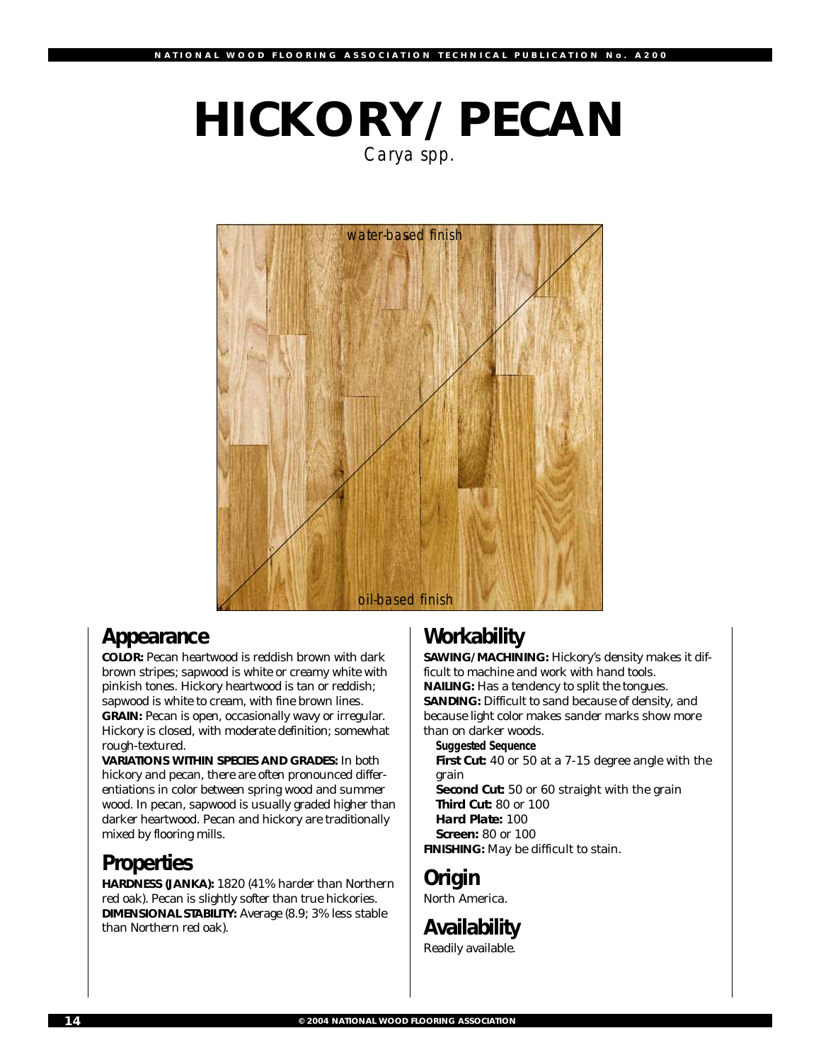# HICKORY/PECAN

*Carya spp.*

water-based finish

oil-based finish

## Appearance

**COLOR:** Pecan heartwood is reddish brown with dark brown stripes; sapwood is white or creamy white with pinkish tones. Hickory heartwood is tan or reddish; sapwood is white to cream, with fine brown lines.
**GRAIN:** Pecan is open, occasionally wavy or irregular. Hickory is closed, with moderate definition; somewhat rough-textured.
**VARIATIONS WITHIN SPECIES AND GRADES:** In both hickory and pecan, there are often pronounced differentiations in color between spring wood and summer wood. In pecan, sapwood is usually graded higher than darker heartwood. Pecan and hickory are traditionally mixed by flooring mills.

## Properties

**HARDNESS (JANKA):** 1820 (41% harder than Northern red oak). Pecan is slightly softer than true hickories.
**DIMENSIONAL STABILITY:** Average (8.9; 3% less stable than Northern red oak).

## Workability

**SAWING/MACHINING:** Hickory's density makes it difficult to machine and work with hand tools.
**NAILING:** Has a tendency to split the tongues.
**SANDING:** Difficult to sand because of density, and because light color makes sander marks show more than on darker woods.

**Suggested Sequence**
**First Cut:** 40 or 50 at a 7-15 degree angle with the grain
**Second Cut:** 50 or 60 straight with the grain
**Third Cut:** 80 or 100
**Hard Plate:** 100
**Screen:** 80 or 100

**FINISHING:** May be difficult to stain.

## Origin

North America.

## Availability

Readily available.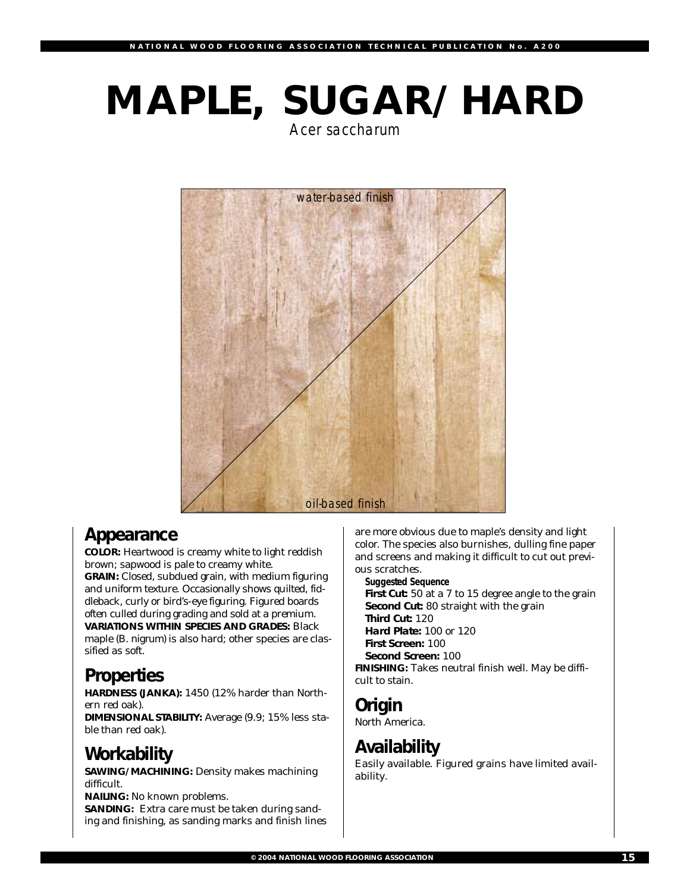# MAPLE, SUGAR/HARD

*Acer saccharum*

water-based finish

oil-based finish

## Appearance

**COLOR:** Heartwood is creamy white to light reddish brown; sapwood is pale to creamy white.

**GRAIN:** Closed, subdued grain, with medium figuring and uniform texture. Occasionally shows quilted, fiddleback, curly or bird's-eye figuring. Figured boards often culled during grading and sold at a premium.

**VARIATIONS WITHIN SPECIES AND GRADES:** Black maple (B. nigrum) is also hard; other species are classified as soft.

## Properties

**HARDNESS (JANKA):** 1450 (12% harder than Northern red oak).

**DIMENSIONAL STABILITY:** Average (9.9; 15% less stable than red oak).

## Workability

**SAWING/MACHINING:** Density makes machining difficult.

**NAILING:** No known problems.

**SANDING:** Extra care must be taken during sanding and finishing, as sanding marks and finish lines are more obvious due to maple's density and light color. The species also burnishes, dulling fine paper and screens and making it difficult to cut out previous scratches.

***Suggested Sequence***

**First Cut:** 50 at a 7 to 15 degree angle to the grain
**Second Cut:** 80 straight with the grain
**Third Cut:** 120
**Hard Plate:** 100 or 120
**First Screen:** 100
**Second Screen:** 100

**FINISHING:** Takes neutral finish well. May be difficult to stain.

## Origin

North America.

## Availability

Easily available. Figured grains have limited availability.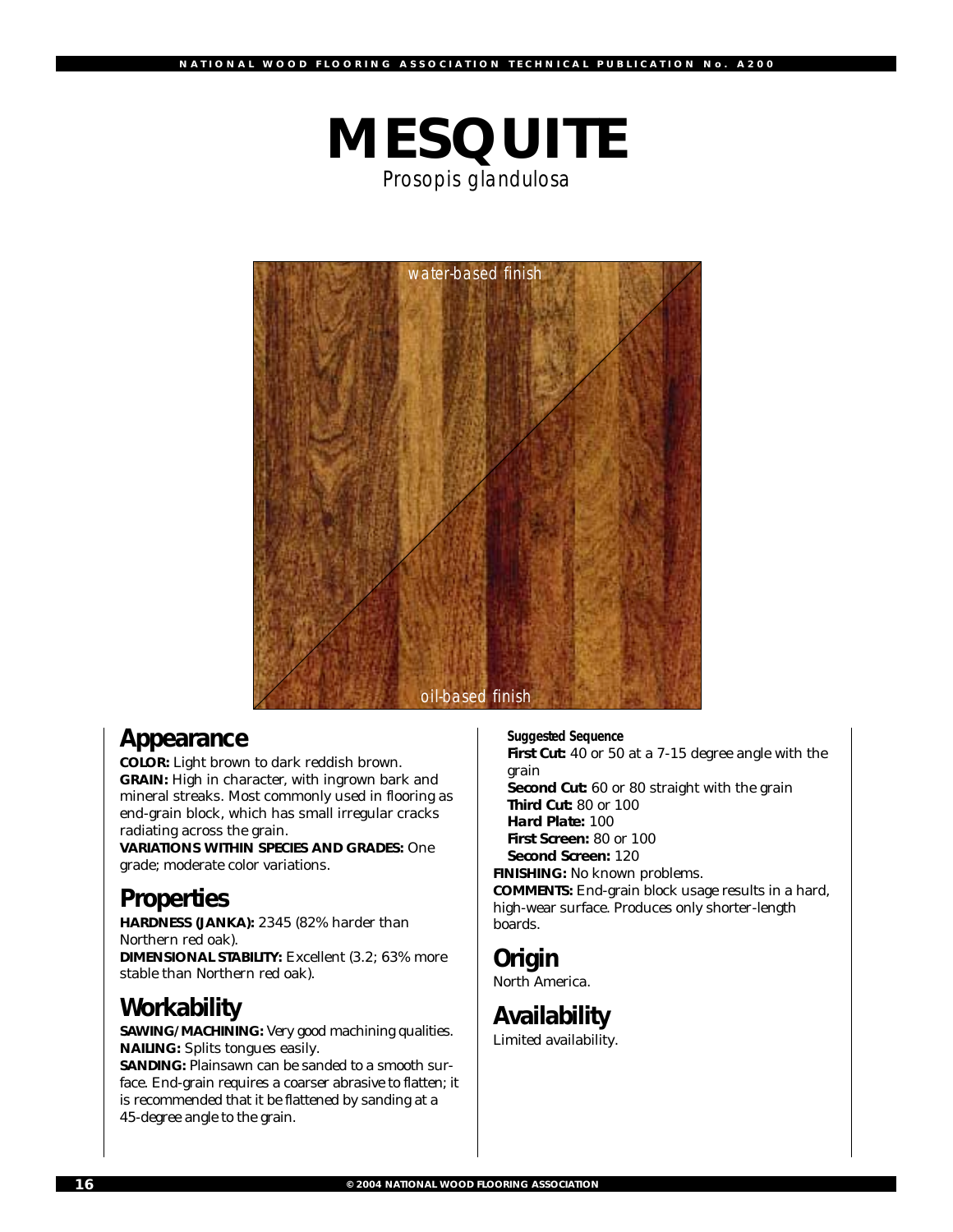# MESQUITE

*Prosopis glandulosa*

## Appearance

**COLOR:** Light brown to dark reddish brown.

**GRAIN:** High in character, with ingrown bark and mineral streaks. Most commonly used in flooring as end-grain block, which has small irregular cracks radiating across the grain.

**VARIATIONS WITHIN SPECIES AND GRADES:** One grade; moderate color variations.

## Properties

**HARDNESS (JANKA):** 2345 (82% harder than Northern red oak).

**DIMENSIONAL STABILITY:** Excellent (3.2; 63% more stable than Northern red oak).

## Workability

**SAWING/MACHINING:** Very good machining qualities.

**NAILING:** Splits tongues easily.

**SANDING:** Plainsawn can be sanded to a smooth surface. End-grain requires a coarser abrasive to flatten; it is recommended that it be flattened by sanding at a 45-degree angle to the grain.

***Suggested Sequence***

***First Cut:*** 40 or 50 at a 7-15 degree angle with the grain

***Second Cut:*** 60 or 80 straight with the grain

***Third Cut:*** 80 or 100

***Hard Plate:*** 100

***First Screen:*** 80 or 100

***Second Screen:*** 120

**FINISHING:** No known problems.

**COMMENTS:** End-grain block usage results in a hard, high-wear surface. Produces only shorter-length boards.

## Origin

North America.

## Availability

Limited availability.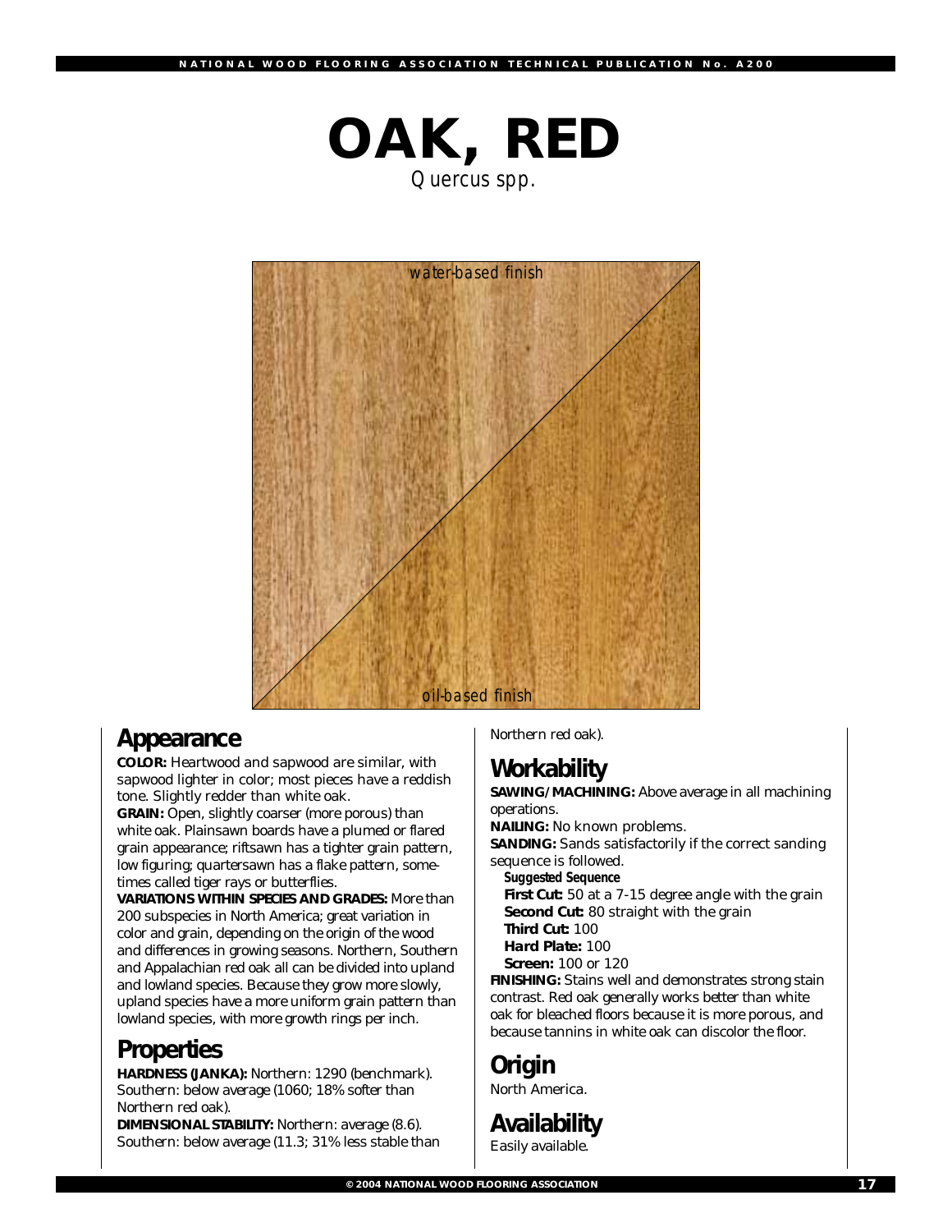# OAK, RED

*Quercus spp.*

water-based finish

oil-based finish

## Appearance

**COLOR:** Heartwood and sapwood are similar, with sapwood lighter in color; most pieces have a reddish tone. Slightly redder than white oak.

**GRAIN:** Open, slightly coarser (more porous) than white oak. Plainsawn boards have a plumed or flared grain appearance; riftsawn has a tighter grain pattern, low figuring; quartersawn has a flake pattern, sometimes called tiger rays or butterflies.

**VARIATIONS WITHIN SPECIES AND GRADES:** More than 200 subspecies in North America; great variation in color and grain, depending on the origin of the wood and differences in growing seasons. Northern, Southern and Appalachian red oak all can be divided into upland and lowland species. Because they grow more slowly, upland species have a more uniform grain pattern than lowland species, with more growth rings per inch.

## Properties

**HARDNESS (JANKA):** Northern: 1290 (benchmark). Southern: below average (1060; 18% softer than Northern red oak).

**DIMENSIONAL STABILITY:** Northern: average (8.6). Southern: below average (11.3; 31% less stable than Northern red oak).

## Workability

**SAWING/MACHINING:** Above average in all machining operations.

**NAILING:** No known problems.

**SANDING:** Sands satisfactorily if the correct sanding sequence is followed.

*Suggested Sequence*

- **First Cut:** 50 at a 7-15 degree angle with the grain
- **Second Cut:** 80 straight with the grain
- **Third Cut:** 100
- **Hard Plate:** 100
- **Screen:** 100 or 120

**FINISHING:** Stains well and demonstrates strong stain contrast. Red oak generally works better than white oak for bleached floors because it is more porous, and because tannins in white oak can discolor the floor.

## Origin

North America.

## Availability

Easily available.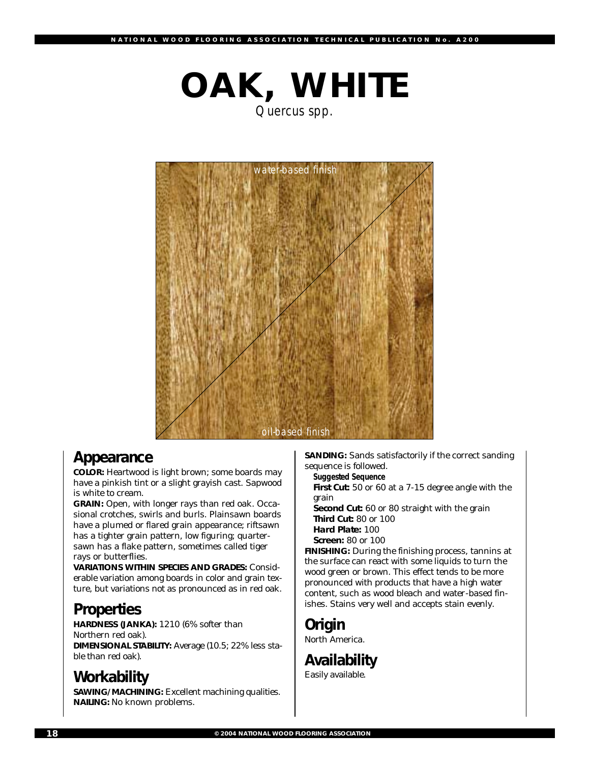# OAK, WHITE

*Quercus spp.*

water-based finish

oil-based finish

## Appearance

**COLOR:** Heartwood is light brown; some boards may have a pinkish tint or a slight grayish cast. Sapwood is white to cream.

**GRAIN:** Open, with longer rays than red oak. Occasional crotches, swirls and burls. Plainsawn boards have a plumed or flared grain appearance; riftsawn has a tighter grain pattern, low figuring; quartersawn has a flake pattern, sometimes called tiger rays or butterflies.

**VARIATIONS WITHIN SPECIES AND GRADES:** Considerable variation among boards in color and grain texture, but variations not as pronounced as in red oak.

## Properties

**HARDNESS (JANKA):** 1210 (6% softer than Northern red oak).

**DIMENSIONAL STABILITY:** Average (10.5; 22% less stable than red oak).

## Workability

**SAWING/MACHINING:** Excellent machining qualities.

**NAILING:** No known problems.

**SANDING:** Sands satisfactorily if the correct sanding sequence is followed.

**Suggested Sequence**

**First Cut:** 50 or 60 at a 7-15 degree angle with the grain

**Second Cut:** 60 or 80 straight with the grain

**Third Cut:** 80 or 100

**Hard Plate:** 100

**Screen:** 80 or 100

**FINISHING:** During the finishing process, tannins at the surface can react with some liquids to turn the wood green or brown. This effect tends to be more pronounced with products that have a high water content, such as wood bleach and water-based finishes. Stains very well and accepts stain evenly.

## Origin

North America.

## Availability

Easily available.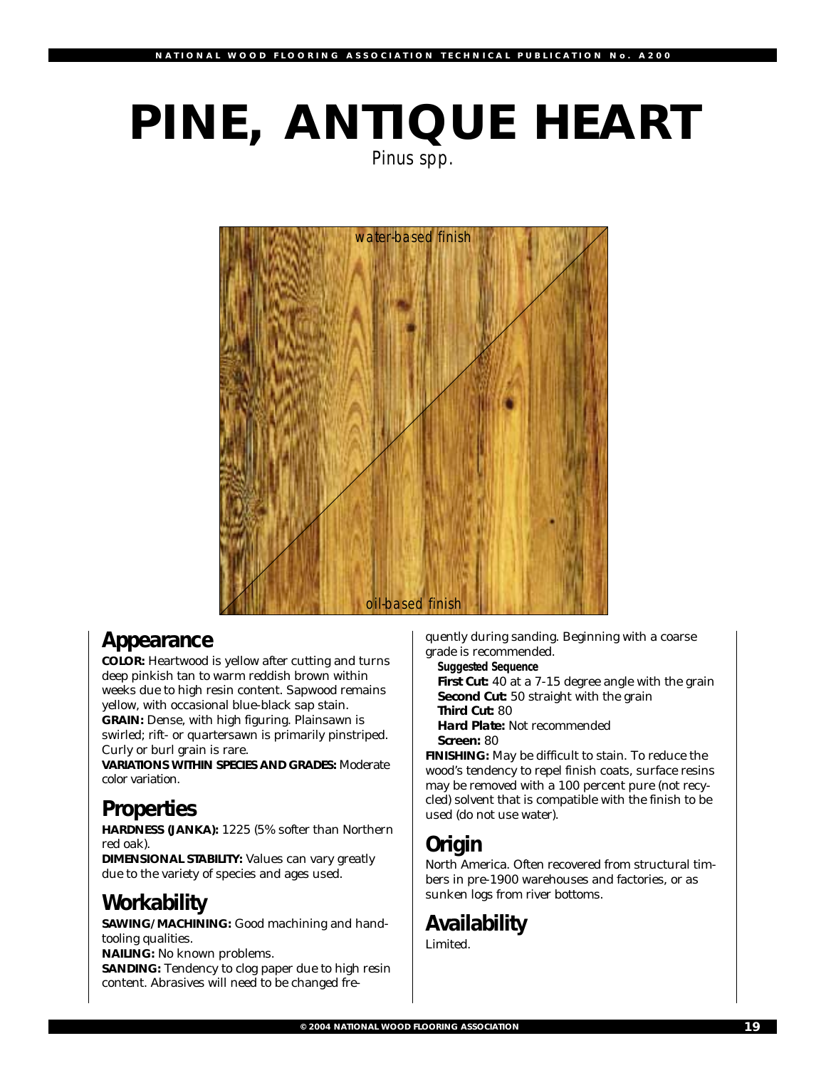# PINE, ANTIQUE HEART

*Pinus spp.*

water-based finish

oil-based finish

## Appearance

**COLOR:** Heartwood is yellow after cutting and turns deep pinkish tan to warm reddish brown within weeks due to high resin content. Sapwood remains yellow, with occasional blue-black sap stain.

**GRAIN:** Dense, with high figuring. Plainsawn is swirled; rift- or quartersawn is primarily pinstriped. Curly or burl grain is rare.

**VARIATIONS WITHIN SPECIES AND GRADES:** Moderate color variation.

## Properties

**HARDNESS (JANKA):** 1225 (5% softer than Northern red oak).

**DIMENSIONAL STABILITY:** Values can vary greatly due to the variety of species and ages used.

## Workability

**SAWING/MACHINING:** Good machining and hand-tooling qualities.

**NAILING:** No known problems.

**SANDING:** Tendency to clog paper due to high resin content. Abrasives will need to be changed frequently during sanding. Beginning with a coarse grade is recommended.

**Suggested Sequence**

**First Cut:** 40 at a 7-15 degree angle with the grain
**Second Cut:** 50 straight with the grain
**Third Cut:** 80
***Hard Plate:*** Not recommended
**Screen:** 80

**FINISHING:** May be difficult to stain. To reduce the wood's tendency to repel finish coats, surface resins may be removed with a 100 percent pure (not recycled) solvent that is compatible with the finish to be used (do not use water).

## Origin

North America. Often recovered from structural timbers in pre-1900 warehouses and factories, or as sunken logs from river bottoms.

## Availability

Limited.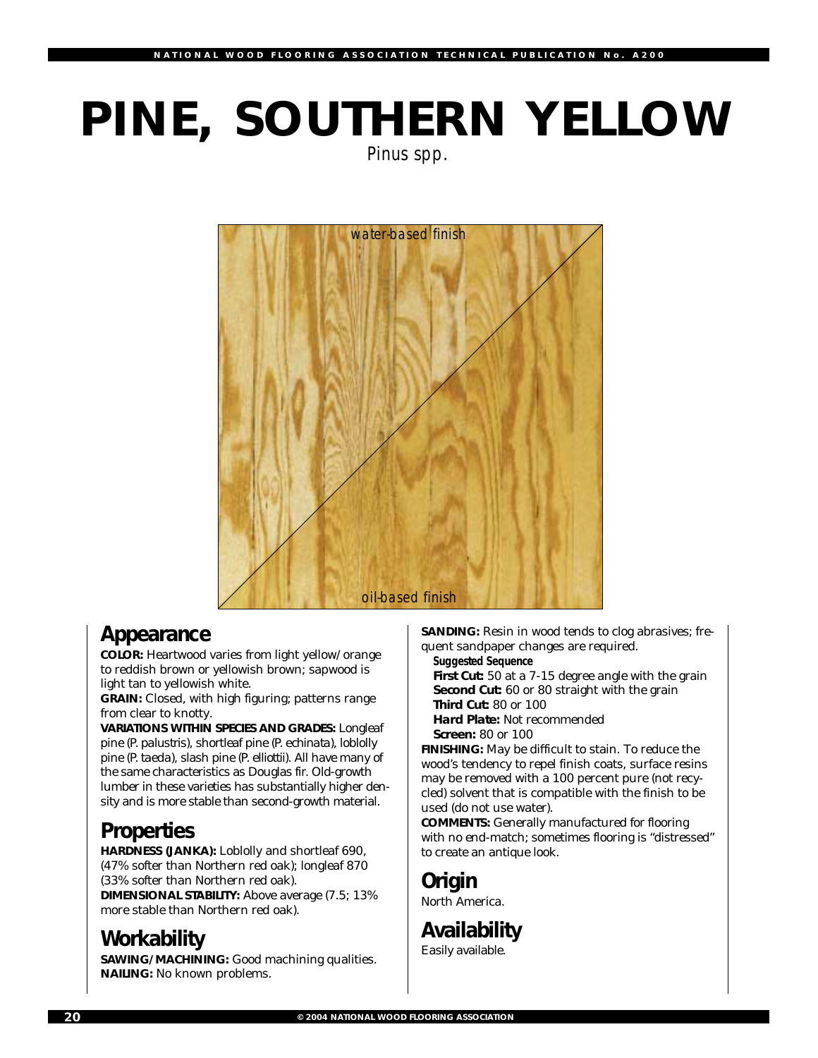# PINE, SOUTHERN YELLOW

*Pinus spp.*

water-based finish

oil-based finish

## Appearance

**COLOR:** Heartwood varies from light yellow/orange to reddish brown or yellowish brown; sapwood is light tan to yellowish white.

**GRAIN:** Closed, with high figuring; patterns range from clear to knotty.

**VARIATIONS WITHIN SPECIES AND GRADES:** Longleaf pine (P. palustris), shortleaf pine (P. echinata), loblolly pine (P. taeda), slash pine (P. elliottii). All have many of the same characteristics as Douglas fir. Old-growth lumber in these varieties has substantially higher density and is more stable than second-growth material.

## Properties

**HARDNESS (JANKA):** Loblolly and shortleaf 690, (47% softer than Northern red oak); longleaf 870 (33% softer than Northern red oak).

**DIMENSIONAL STABILITY:** Above average (7.5; 13% more stable than Northern red oak).

## Workability

**SAWING/MACHINING:** Good machining qualities.

**NAILING:** No known problems.

**SANDING:** Resin in wood tends to clog abrasives; frequent sandpaper changes are required.

**Suggested Sequence**

**First Cut:** 50 at a 7-15 degree angle with the grain
**Second Cut:** 60 or 80 straight with the grain
**Third Cut:** 80 or 100
**Hard Plate:** Not recommended
**Screen:** 80 or 100

**FINISHING:** May be difficult to stain. To reduce the wood's tendency to repel finish coats, surface resins may be removed with a 100 percent pure (not recycled) solvent that is compatible with the finish to be used (do not use water).

**COMMENTS:** Generally manufactured for flooring with no end-match; sometimes flooring is "distressed" to create an antique look.

## Origin

North America.

## Availability

Easily available.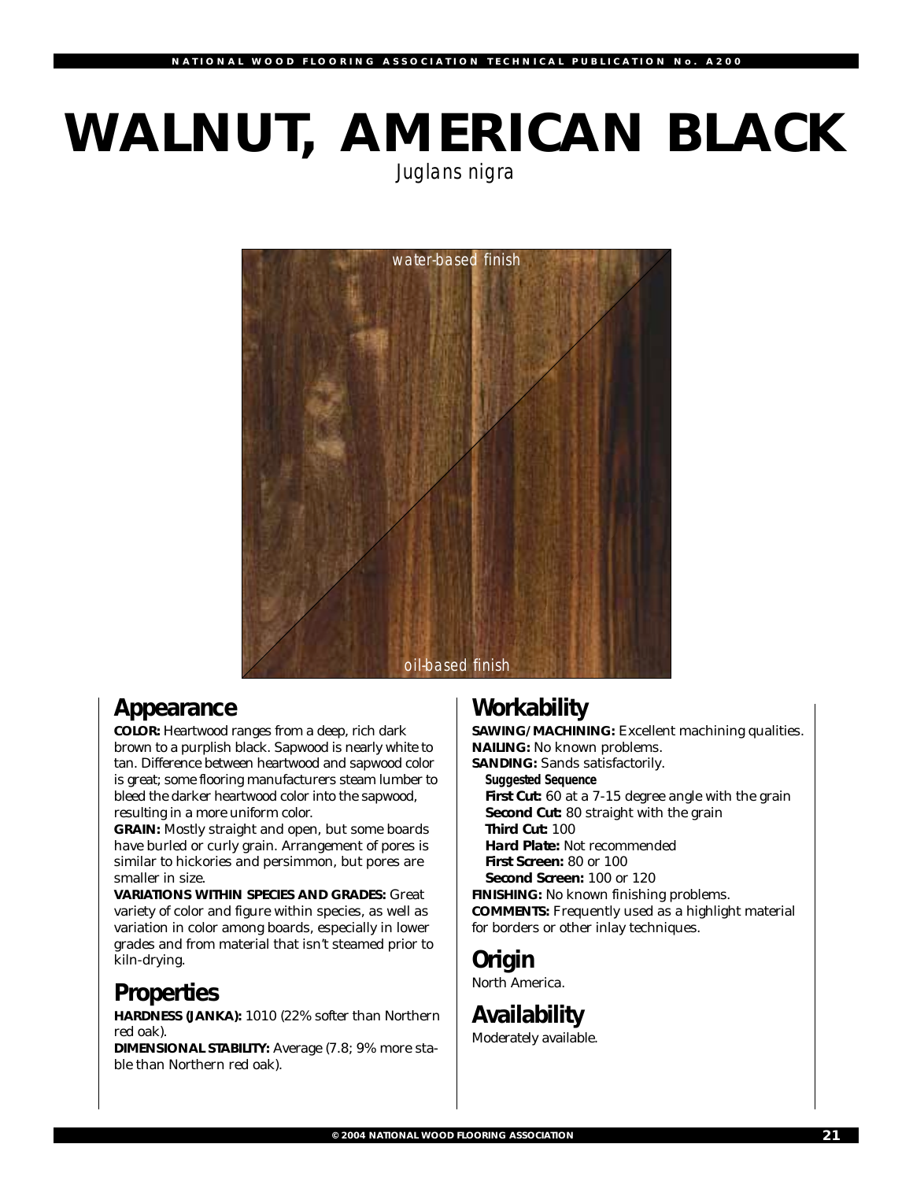# WALNUT, AMERICAN BLACK

*Juglans nigra*

water-based finish

oil-based finish

## Appearance

**COLOR:** Heartwood ranges from a deep, rich dark brown to a purplish black. Sapwood is nearly white to tan. Difference between heartwood and sapwood color is great; some flooring manufacturers steam lumber to bleed the darker heartwood color into the sapwood, resulting in a more uniform color.

**GRAIN:** Mostly straight and open, but some boards have burled or curly grain. Arrangement of pores is similar to hickories and persimmon, but pores are smaller in size.

**VARIATIONS WITHIN SPECIES AND GRADES:** Great variety of color and figure within species, as well as variation in color among boards, especially in lower grades and from material that isn't steamed prior to kiln-drying.

## Properties

**HARDNESS (JANKA):** 1010 (22% softer than Northern red oak).

**DIMENSIONAL STABILITY:** Average (7.8; 9% more stable than Northern red oak).

## Workability

**SAWING/MACHINING:** Excellent machining qualities.

**NAILING:** No known problems.

**SANDING:** Sands satisfactorily.

*Suggested Sequence*

**First Cut:** 60 at a 7-15 degree angle with the grain

**Second Cut:** 80 straight with the grain

**Third Cut:** 100

**Hard Plate:** Not recommended

**First Screen:** 80 or 100

**Second Screen:** 100 or 120

**FINISHING:** No known finishing problems.

**COMMENTS:** Frequently used as a highlight material for borders or other inlay techniques.

## Origin

North America.

## Availability

Moderately available.